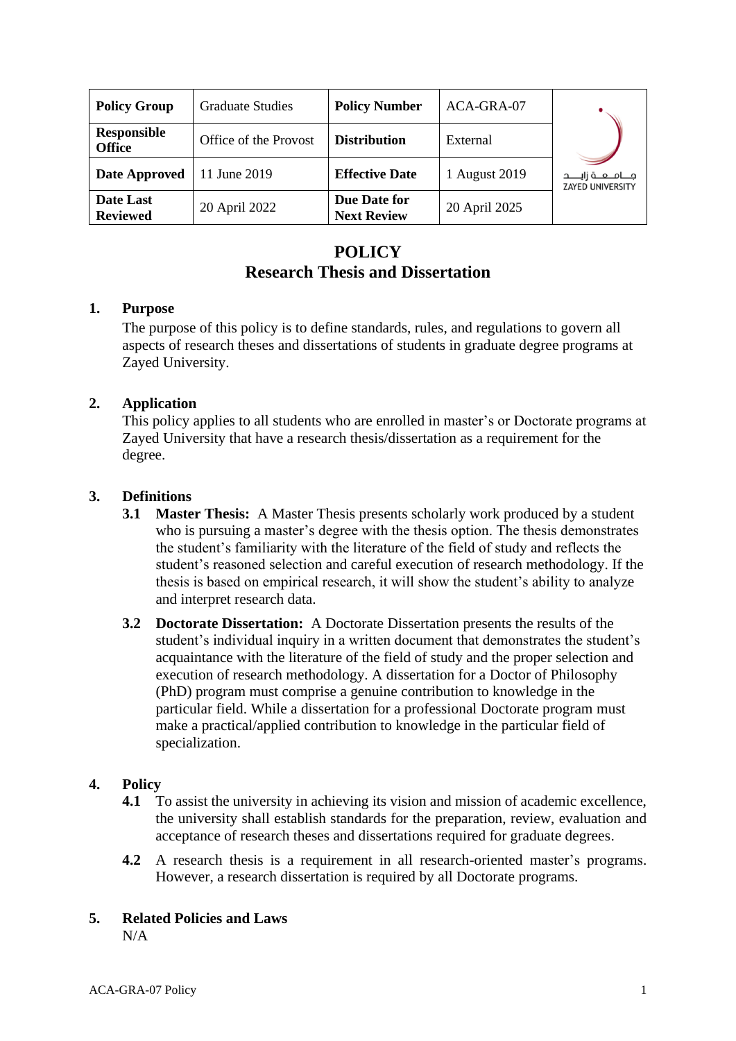| Policy Group | Graduate Studies | Policy Number | ACA-GRA-07 | جـامـعـة زايــد ZAYED UNIVERSITY |
|---|---|---|---|---|
| Responsible Office | Office of the Provost | Distribution | External | |
| Date Approved | 11 June 2019 | Effective Date | 1 August 2019 | |
| Date Last Reviewed | 20 April 2022 | Due Date for Next Review | 20 April 2025 | |

# POLICY
# Research Thesis and Dissertation

## 1. Purpose

The purpose of this policy is to define standards, rules, and regulations to govern all aspects of research theses and dissertations of students in graduate degree programs at Zayed University.

## 2. Application

This policy applies to all students who are enrolled in master's or Doctorate programs at Zayed University that have a research thesis/dissertation as a requirement for the degree.

## 3. Definitions

**3.1 Master Thesis:** A Master Thesis presents scholarly work produced by a student who is pursuing a master's degree with the thesis option. The thesis demonstrates the student's familiarity with the literature of the field of study and reflects the student's reasoned selection and careful execution of research methodology. If the thesis is based on empirical research, it will show the student's ability to analyze and interpret research data.

**3.2 Doctorate Dissertation:** A Doctorate Dissertation presents the results of the student's individual inquiry in a written document that demonstrates the student's acquaintance with the literature of the field of study and the proper selection and execution of research methodology. A dissertation for a Doctor of Philosophy (PhD) program must comprise a genuine contribution to knowledge in the particular field. While a dissertation for a professional Doctorate program must make a practical/applied contribution to knowledge in the particular field of specialization.

## 4. Policy

**4.1** To assist the university in achieving its vision and mission of academic excellence, the university shall establish standards for the preparation, review, evaluation and acceptance of research theses and dissertations required for graduate degrees.

**4.2** A research thesis is a requirement in all research-oriented master's programs. However, a research dissertation is required by all Doctorate programs.

## 5. Related Policies and Laws

N/A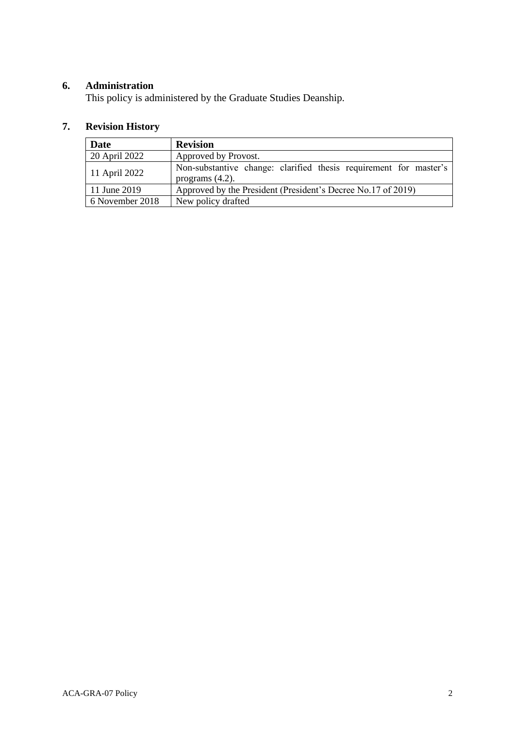## 6. Administration

This policy is administered by the Graduate Studies Deanship.

## 7. Revision History

| Date | Revision |
|---|---|
| 20 April 2022 | Approved by Provost. |
| 11 April 2022 | Non-substantive change: clarified thesis requirement for master's programs (4.2). |
| 11 June 2019 | Approved by the President (President's Decree No.17 of 2019) |
| 6 November 2018 | New policy drafted |